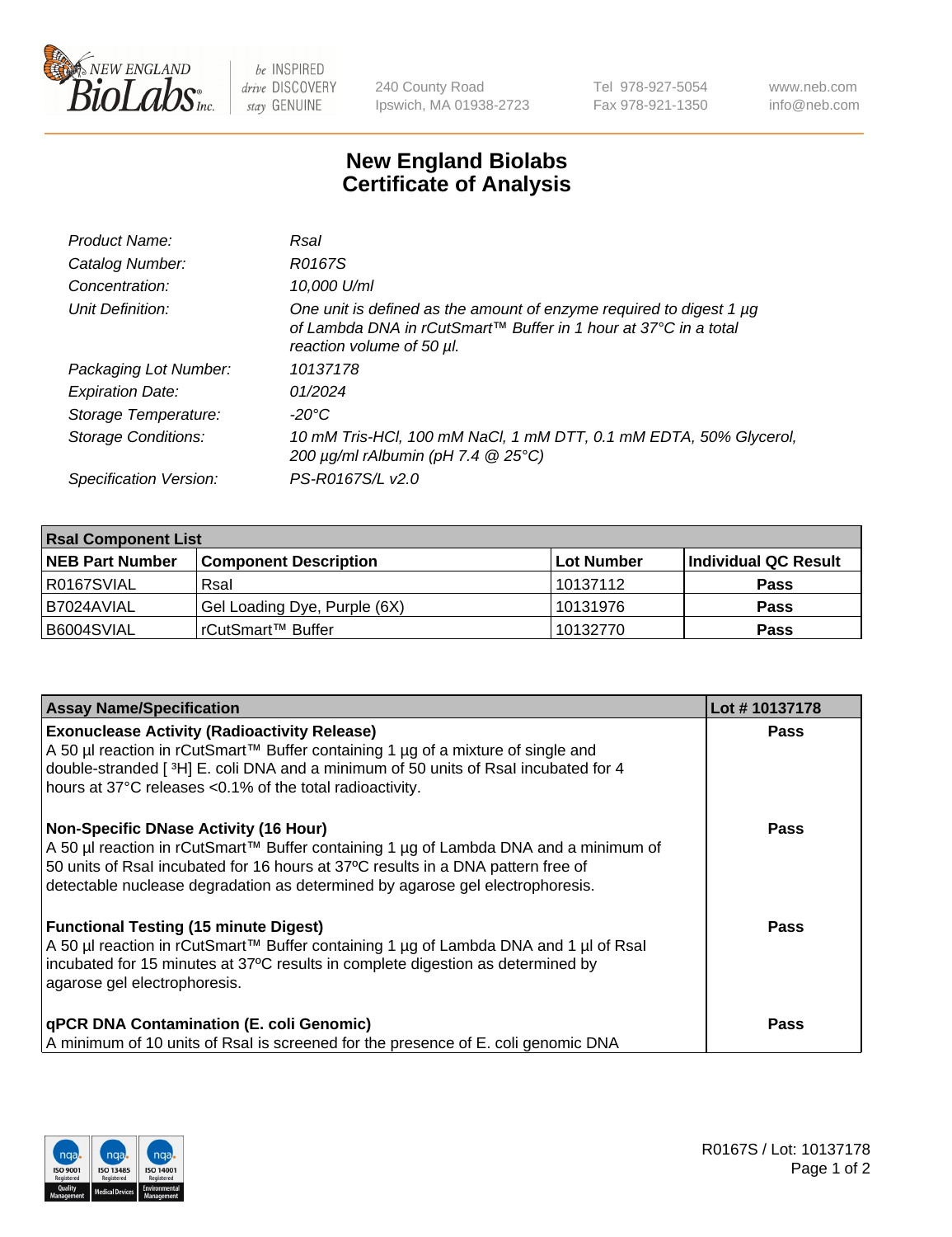240 County Road
Ipswich, MA 01938-2723

Tel 978-927-5054
Fax 978-921-1350

www.neb.com
info@neb.com

# New England Biolabs Certificate of Analysis

| | |
|---|---|
| *Product Name:* | *RsaI* |
| *Catalog Number:* | *R0167S* |
| *Concentration:* | *10,000 U/ml* |
| *Unit Definition:* | *One unit is defined as the amount of enzyme required to digest 1 µg of Lambda DNA in rCutSmart™ Buffer in 1 hour at 37°C in a total reaction volume of 50 µl.* |
| *Packaging Lot Number:* | *10137178* |
| *Expiration Date:* | *01/2024* |
| *Storage Temperature:* | *-20°C* |
| *Storage Conditions:* | *10 mM Tris-HCl, 100 mM NaCl, 1 mM DTT, 0.1 mM EDTA, 50% Glycerol, 200 µg/ml rAlbumin (pH 7.4 @ 25°C)* |
| *Specification Version:* | *PS-R0167S/L v2.0* |

| RsaI Component List | | | |
|---|---|---|---|
| **NEB Part Number** | **Component Description** | **Lot Number** | **Individual QC Result** |
| R0167SVIAL | RsaI | 10137112 | **Pass** |
| B7024AVIAL | Gel Loading Dye, Purple (6X) | 10131976 | **Pass** |
| B6004SVIAL | rCutSmart™ Buffer | 10132770 | **Pass** |

| Assay Name/Specification | Lot # 10137178 |
|---|---|
| **Exonuclease Activity (Radioactivity Release)** A 50 µl reaction in rCutSmart™ Buffer containing 1 µg of a mixture of single and double-stranded [ $^3$H] E. coli DNA and a minimum of 50 units of RsaI incubated for 4 hours at 37°C releases <0.1% of the total radioactivity. | **Pass** |
| **Non-Specific DNase Activity (16 Hour)** A 50 µl reaction in rCutSmart™ Buffer containing 1 µg of Lambda DNA and a minimum of 50 units of RsaI incubated for 16 hours at 37ºC results in a DNA pattern free of detectable nuclease degradation as determined by agarose gel electrophoresis. | **Pass** |
| **Functional Testing (15 minute Digest)** A 50 µl reaction in rCutSmart™ Buffer containing 1 µg of Lambda DNA and 1 µl of RsaI incubated for 15 minutes at 37ºC results in complete digestion as determined by agarose gel electrophoresis. | **Pass** |
| **qPCR DNA Contamination (E. coli Genomic)** A minimum of 10 units of RsaI is screened for the presence of E. coli genomic DNA | **Pass** |

R0167S / Lot: 10137178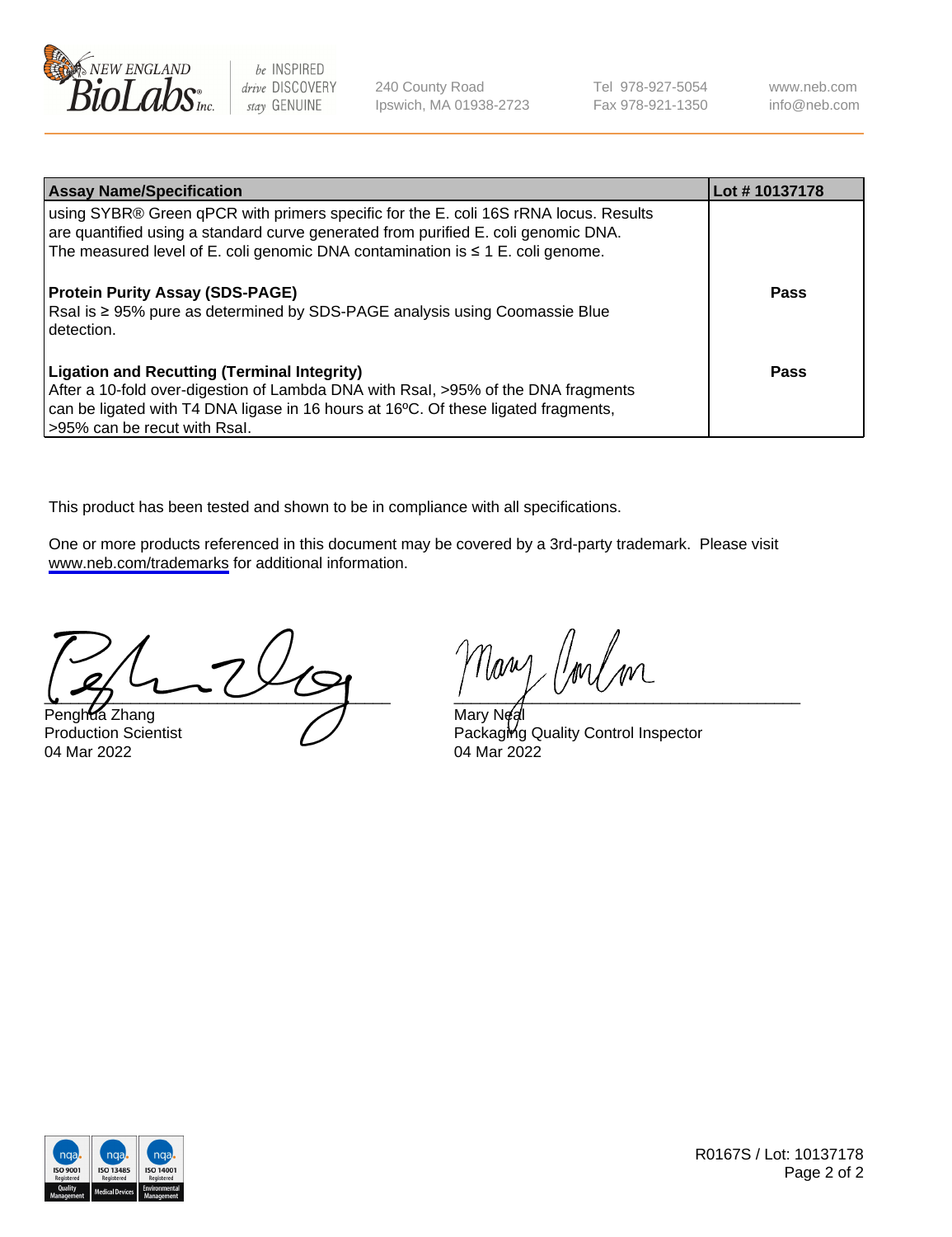| Assay Name/Specification | Lot # 10137178 |
| --- | --- |
| using SYBR® Green qPCR with primers specific for the E. coli 16S rRNA locus. Results are quantified using a standard curve generated from purified E. coli genomic DNA. The measured level of E. coli genomic DNA contamination is ≤ 1 E. coli genome. | |
| **Protein Purity Assay (SDS-PAGE)**<br>RsaI is ≥ 95% pure as determined by SDS-PAGE analysis using Coomassie Blue detection. | **Pass** |
| **Ligation and Recutting (Terminal Integrity)**<br>After a 10-fold over-digestion of Lambda DNA with RsaI, >95% of the DNA fragments can be ligated with T4 DNA ligase in 16 hours at 16ºC. Of these ligated fragments, >95% can be recut with RsaI. | **Pass** |

This product has been tested and shown to be in compliance with all specifications.

One or more products referenced in this document may be covered by a 3rd-party trademark. Please visit www.neb.com/trademarks for additional information.

Penghua Zhang
Production Scientist
04 Mar 2022

Mary Neal
Packaging Quality Control Inspector
04 Mar 2022

R0167S / Lot: 10137178